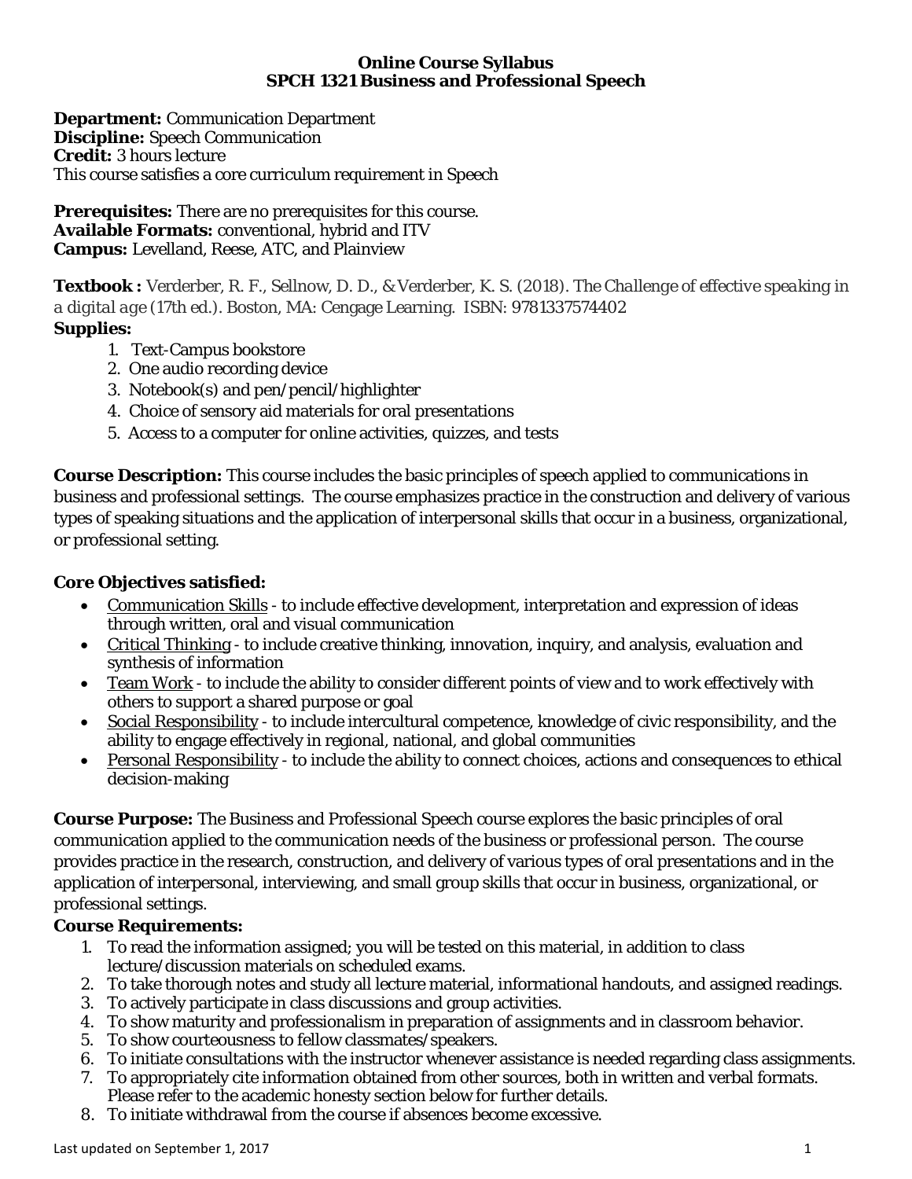# Online Course Syllabus
# SPCH 1321 Business and Professional Speech

**Department:** Communication Department
**Discipline:** Speech Communication
**Credit:** 3 hours lecture
This course satisfies a core curriculum requirement in Speech

**Prerequisites:** There are no prerequisites for this course.
**Available Formats:** conventional, hybrid and ITV
**Campus:** Levelland, Reese, ATC, and Plainview

**Textbook :** Verderber, R. F., Sellnow, D. D., & Verderber, K. S. (2018). *The Challenge of effective speaking in a digital age* (17th ed.). Boston, MA: Cengage Learning. ISBN: 9781337574402

**Supplies:**

1. Text-Campus bookstore
2. One audio recording device
3. Notebook(s) and pen/pencil/highlighter
4. Choice of sensory aid materials for oral presentations
5. Access to a computer for online activities, quizzes, and tests

**Course Description:** This course includes the basic principles of speech applied to communications in business and professional settings. The course emphasizes practice in the construction and delivery of various types of speaking situations and the application of interpersonal skills that occur in a business, organizational, or professional setting.

**Core Objectives satisfied:**

- Communication Skills - to include effective development, interpretation and expression of ideas through written, oral and visual communication
- Critical Thinking - to include creative thinking, innovation, inquiry, and analysis, evaluation and synthesis of information
- Team Work - to include the ability to consider different points of view and to work effectively with others to support a shared purpose or goal
- Social Responsibility - to include intercultural competence, knowledge of civic responsibility, and the ability to engage effectively in regional, national, and global communities
- Personal Responsibility - to include the ability to connect choices, actions and consequences to ethical decision-making

**Course Purpose:** The Business and Professional Speech course explores the basic principles of oral communication applied to the communication needs of the business or professional person. The course provides practice in the research, construction, and delivery of various types of oral presentations and in the application of interpersonal, interviewing, and small group skills that occur in business, organizational, or professional settings.

**Course Requirements:**

1. To read the information assigned; you will be tested on this material, in addition to class lecture/discussion materials on scheduled exams.
2. To take thorough notes and study all lecture material, informational handouts, and assigned readings.
3. To actively participate in class discussions and group activities.
4. To show maturity and professionalism in preparation of assignments and in classroom behavior.
5. To show courteousness to fellow classmates/speakers.
6. To initiate consultations with the instructor whenever assistance is needed regarding class assignments.
7. To appropriately cite information obtained from other sources, both in written and verbal formats. Please refer to the academic honesty section below for further details.
8. To initiate withdrawal from the course if absences become excessive.

Last updated on September 1, 2017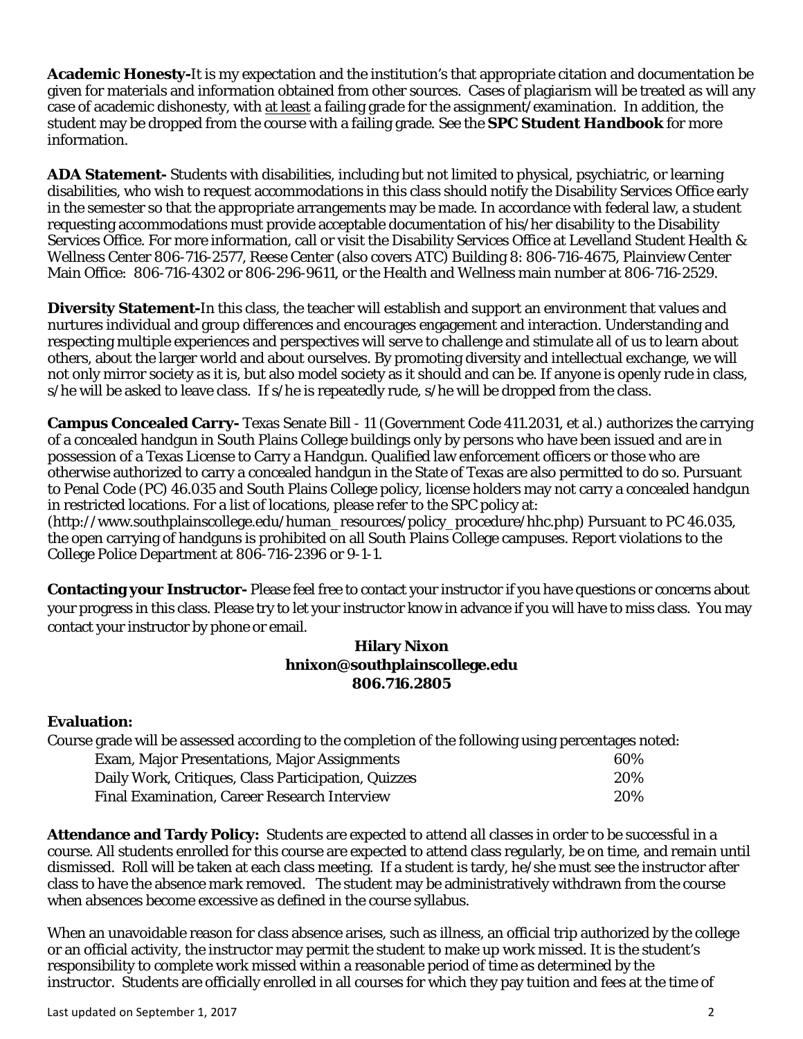**Academic Honesty-**It is my expectation and the institution's that appropriate citation and documentation be given for materials and information obtained from other sources. Cases of plagiarism will be treated as will any case of academic dishonesty, with <u>at least</u> a failing grade for the assignment/examination. In addition, the student may be dropped from the course with a failing grade. See the ***SPC Student Handbook*** for more information.

**ADA Statement-** Students with disabilities, including but not limited to physical, psychiatric, or learning disabilities, who wish to request accommodations in this class should notify the Disability Services Office early in the semester so that the appropriate arrangements may be made. In accordance with federal law, a student requesting accommodations must provide acceptable documentation of his/her disability to the Disability Services Office. For more information, call or visit the Disability Services Office at Levelland Student Health & Wellness Center 806-716-2577, Reese Center (also covers ATC) Building 8: 806-716-4675, Plainview Center Main Office: 806-716-4302 or 806-296-9611, or the Health and Wellness main number at 806-716-2529.

**Diversity Statement-**In this class, the teacher will establish and support an environment that values and nurtures individual and group differences and encourages engagement and interaction. Understanding and respecting multiple experiences and perspectives will serve to challenge and stimulate all of us to learn about others, about the larger world and about ourselves. By promoting diversity and intellectual exchange, we will not only mirror society as it is, but also model society as it should and can be. If anyone is openly rude in class, s/he will be asked to leave class. If s/he is repeatedly rude, s/he will be dropped from the class.

**Campus Concealed Carry-** Texas Senate Bill - 11 (Government Code 411.2031, et al.) authorizes the carrying of a concealed handgun in South Plains College buildings only by persons who have been issued and are in possession of a Texas License to Carry a Handgun. Qualified law enforcement officers or those who are otherwise authorized to carry a concealed handgun in the State of Texas are also permitted to do so. Pursuant to Penal Code (PC) 46.035 and South Plains College policy, license holders may not carry a concealed handgun in restricted locations. For a list of locations, please refer to the SPC policy at: (http://www.southplainscollege.edu/human_resources/policy_procedure/hhc.php) Pursuant to PC 46.035, the open carrying of handguns is prohibited on all South Plains College campuses. Report violations to the College Police Department at 806-716-2396 or 9-1-1.

**Contacting your Instructor-** Please feel free to contact your instructor if you have questions or concerns about your progress in this class. Please try to let your instructor know in advance if you will have to miss class. You may contact your instructor by phone or email.

**Hilary Nixon**
**hnixon@southplainscollege.edu**
**806.716.2805**

**Evaluation:**

Course grade will be assessed according to the completion of the following using percentages noted:

| | |
|---|---|
| Exam, Major Presentations, Major Assignments | 60% |
| Daily Work, Critiques, Class Participation, Quizzes | 20% |
| Final Examination, Career Research Interview | 20% |

**Attendance and Tardy Policy:** Students are expected to attend all classes in order to be successful in a course. All students enrolled for this course are expected to attend class regularly, be on time, and remain until dismissed. Roll will be taken at each class meeting. If a student is tardy, he/she must see the instructor after class to have the absence mark removed. The student may be administratively withdrawn from the course when absences become excessive as defined in the course syllabus.

When an unavoidable reason for class absence arises, such as illness, an official trip authorized by the college or an official activity, the instructor may permit the student to make up work missed. It is the student's responsibility to complete work missed within a reasonable period of time as determined by the instructor. Students are officially enrolled in all courses for which they pay tuition and fees at the time of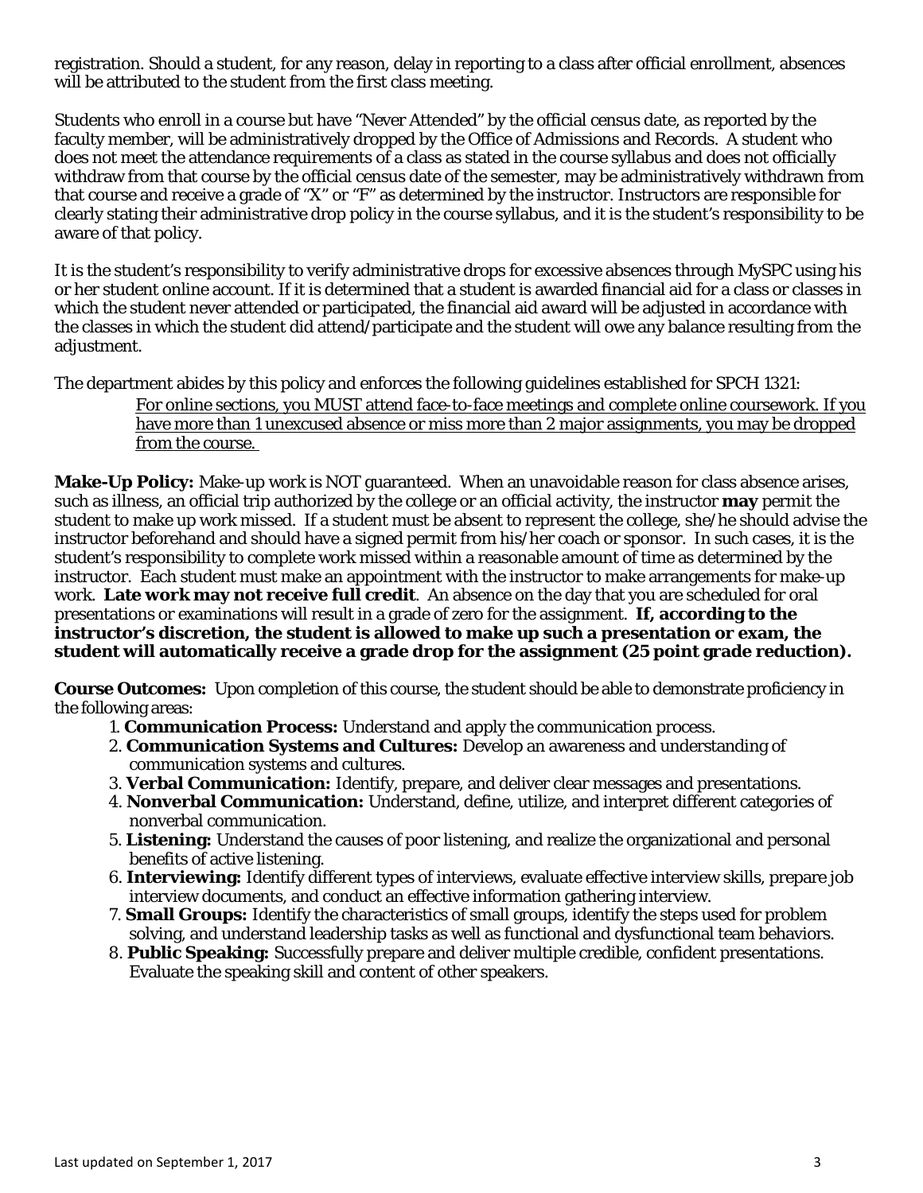registration. Should a student, for any reason, delay in reporting to a class after official enrollment, absences will be attributed to the student from the first class meeting.

Students who enroll in a course but have "Never Attended" by the official census date, as reported by the faculty member, will be administratively dropped by the Office of Admissions and Records. A student who does not meet the attendance requirements of a class as stated in the course syllabus and does not officially withdraw from that course by the official census date of the semester, may be administratively withdrawn from that course and receive a grade of "X" or "F" as determined by the instructor. Instructors are responsible for clearly stating their administrative drop policy in the course syllabus, and it is the student's responsibility to be aware of that policy.

It is the student's responsibility to verify administrative drops for excessive absences through MySPC using his or her student online account. If it is determined that a student is awarded financial aid for a class or classes in which the student never attended or participated, the financial aid award will be adjusted in accordance with the classes in which the student did attend/participate and the student will owe any balance resulting from the adjustment.

The department abides by this policy and enforces the following guidelines established for SPCH 1321:

> For online sections, you MUST attend face-to-face meetings and complete online coursework. If you have more than 1 unexcused absence or miss more than 2 major assignments, you may be dropped from the course.

**Make-Up Policy:** Make-up work is NOT guaranteed. When an unavoidable reason for class absence arises, such as illness, an official trip authorized by the college or an official activity, the instructor **may** permit the student to make up work missed. If a student must be absent to represent the college, she/he should advise the instructor beforehand and should have a signed permit from his/her coach or sponsor. In such cases, it is the student's responsibility to complete work missed within a reasonable amount of time as determined by the instructor. Each student must make an appointment with the instructor to make arrangements for make-up work. **Late work may not receive full credit**. An absence on the day that you are scheduled for oral presentations or examinations will result in a grade of zero for the assignment. **If, according to the instructor's discretion, the student is allowed to make up such a presentation or exam, the student will automatically receive a grade drop for the assignment (25 point grade reduction).**

**Course Outcomes:** Upon completion of this course, the student should be able to demonstrate proficiency in the following areas:

1. **Communication Process:** Understand and apply the communication process.
2. **Communication Systems and Cultures:** Develop an awareness and understanding of communication systems and cultures.
3. **Verbal Communication:** Identify, prepare, and deliver clear messages and presentations.
4. **Nonverbal Communication:** Understand, define, utilize, and interpret different categories of nonverbal communication.
5. **Listening:** Understand the causes of poor listening, and realize the organizational and personal benefits of active listening.
6. **Interviewing:** Identify different types of interviews, evaluate effective interview skills, prepare job interview documents, and conduct an effective information gathering interview.
7. **Small Groups:** Identify the characteristics of small groups, identify the steps used for problem solving, and understand leadership tasks as well as functional and dysfunctional team behaviors.
8. **Public Speaking:** Successfully prepare and deliver multiple credible, confident presentations. Evaluate the speaking skill and content of other speakers.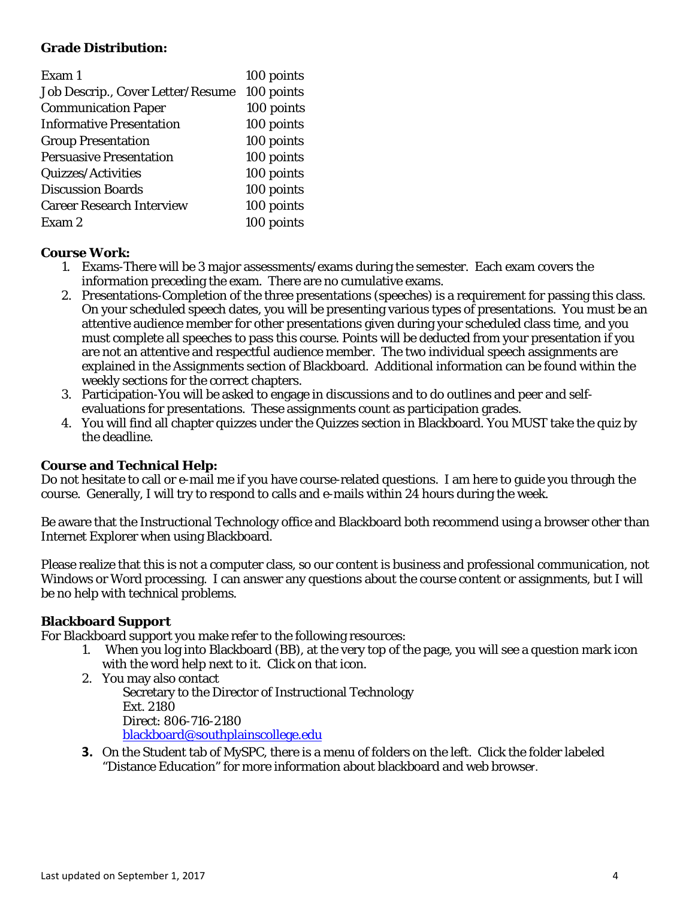**Grade Distribution:**

| | |
|---|---|
| Exam 1 | 100 points |
| Job Descrip., Cover Letter/Resume | 100 points |
| Communication Paper | 100 points |
| Informative Presentation | 100 points |
| Group Presentation | 100 points |
| Persuasive Presentation | 100 points |
| Quizzes/Activities | 100 points |
| Discussion Boards | 100 points |
| Career Research Interview | 100 points |
| Exam 2 | 100 points |

**Course Work:**

1. Exams-There will be 3 major assessments/exams during the semester. Each exam covers the information preceding the exam. There are no cumulative exams.
2. Presentations-Completion of the three presentations (speeches) is a requirement for passing this class. On your scheduled speech dates, you will be presenting various types of presentations. You must be an attentive audience member for other presentations given during your scheduled class time, and you must complete all speeches to pass this course. Points will be deducted from your presentation if you are not an attentive and respectful audience member. The two individual speech assignments are explained in the Assignments section of Blackboard. Additional information can be found within the weekly sections for the correct chapters.
3. Participation-You will be asked to engage in discussions and to do outlines and peer and self-evaluations for presentations. These assignments count as participation grades.
4. You will find all chapter quizzes under the Quizzes section in Blackboard. You MUST take the quiz by the deadline.

**Course and Technical Help:**

Do not hesitate to call or e-mail me if you have course-related questions. I am here to guide you through the course. Generally, I will try to respond to calls and e-mails within 24 hours during the week.

Be aware that the Instructional Technology office and Blackboard both recommend using a browser other than Internet Explorer when using Blackboard.

Please realize that this is not a computer class, so our content is business and professional communication, not Windows or Word processing. I can answer any questions about the course content or assignments, but I will be no help with technical problems.

**Blackboard Support**

For Blackboard support you make refer to the following resources:

1. When you log into Blackboard (BB), at the very top of the page, you will see a question mark icon with the word help next to it. Click on that icon.
2. You may also contact
   Secretary to the Director of Instructional Technology
   Ext. 2180
   Direct: 806-716-2180
   blackboard@southplainscollege.edu
3. On the Student tab of MySPC, there is a menu of folders on the left. Click the folder labeled "Distance Education" for more information about blackboard and web browser.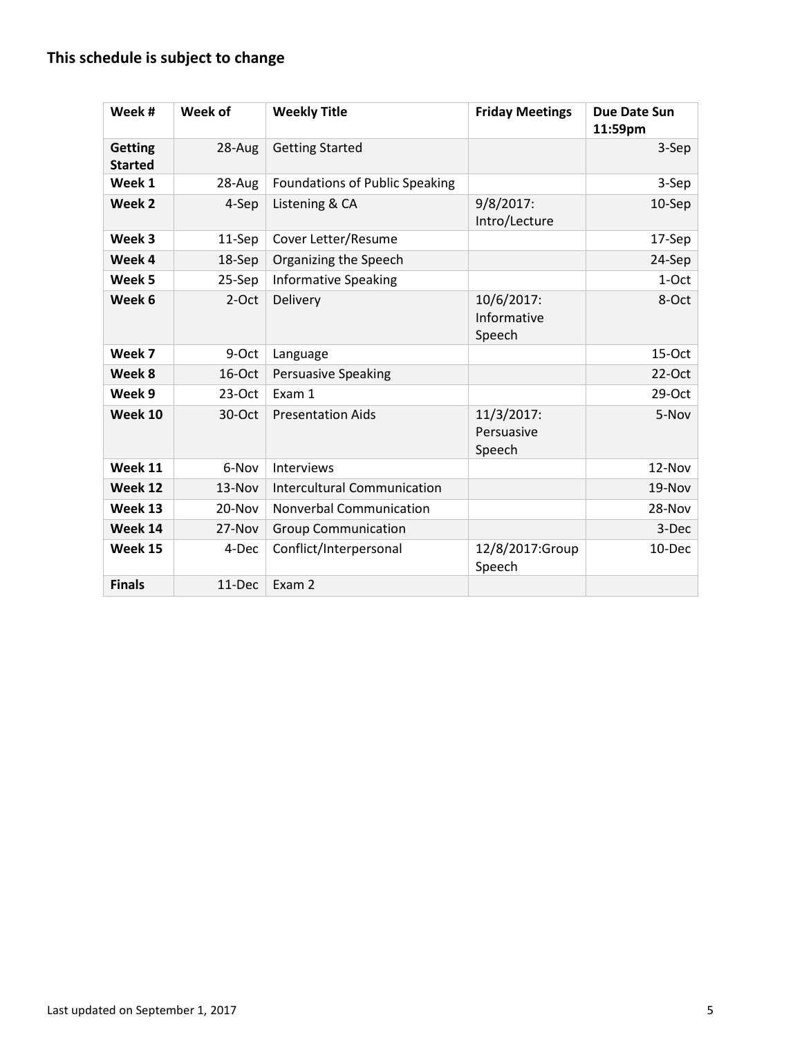**This schedule is subject to change**

| Week # | Week of | Weekly Title | Friday Meetings | Due Date Sun 11:59pm |
|---|---|---|---|---|
| **Getting Started** | 28-Aug | Getting Started | | 3-Sep |
| **Week 1** | 28-Aug | Foundations of Public Speaking | | 3-Sep |
| **Week 2** | 4-Sep | Listening & CA | 9/8/2017: Intro/Lecture | 10-Sep |
| **Week 3** | 11-Sep | Cover Letter/Resume | | 17-Sep |
| **Week 4** | 18-Sep | Organizing the Speech | | 24-Sep |
| **Week 5** | 25-Sep | Informative Speaking | | 1-Oct |
| **Week 6** | 2-Oct | Delivery | 10/6/2017: Informative Speech | 8-Oct |
| **Week 7** | 9-Oct | Language | | 15-Oct |
| **Week 8** | 16-Oct | Persuasive Speaking | | 22-Oct |
| **Week 9** | 23-Oct | Exam 1 | | 29-Oct |
| **Week 10** | 30-Oct | Presentation Aids | 11/3/2017: Persuasive Speech | 5-Nov |
| **Week 11** | 6-Nov | Interviews | | 12-Nov |
| **Week 12** | 13-Nov | Intercultural Communication | | 19-Nov |
| **Week 13** | 20-Nov | Nonverbal Communication | | 28-Nov |
| **Week 14** | 27-Nov | Group Communication | | 3-Dec |
| **Week 15** | 4-Dec | Conflict/Interpersonal | 12/8/2017:Group Speech | 10-Dec |
| **Finals** | 11-Dec | Exam 2 | | |

Last updated on September 1, 2017